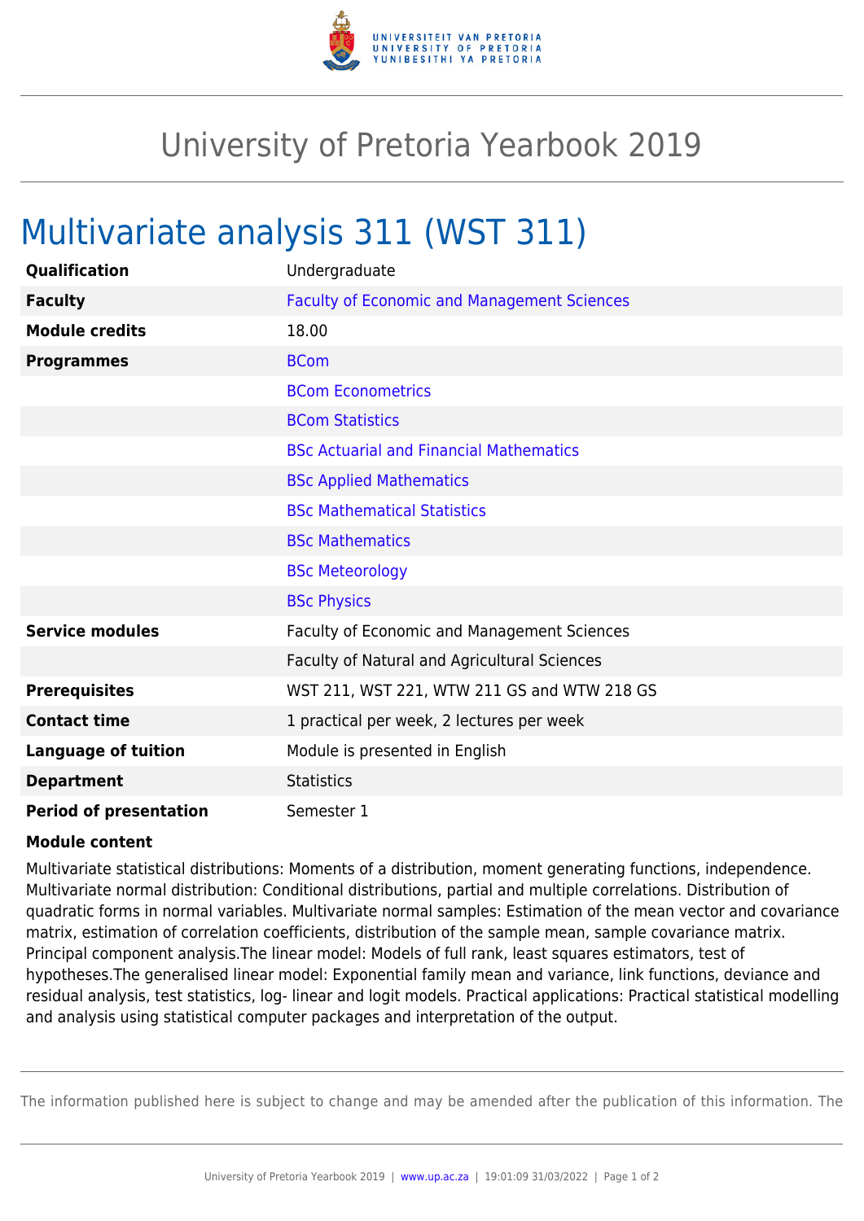# University of Pretoria Yearbook 2019

## Multivariate analysis 311 (WST 311)

| | |
|---|---|
| **Qualification** | Undergraduate |
| **Faculty** | Faculty of Economic and Management Sciences |
| **Module credits** | 18.00 |
| **Programmes** | BCom |
| | BCom Econometrics |
| | BCom Statistics |
| | BSc Actuarial and Financial Mathematics |
| | BSc Applied Mathematics |
| | BSc Mathematical Statistics |
| | BSc Mathematics |
| | BSc Meteorology |
| | BSc Physics |
| **Service modules** | Faculty of Economic and Management Sciences |
| | Faculty of Natural and Agricultural Sciences |
| **Prerequisites** | WST 211, WST 221, WTW 211 GS and WTW 218 GS |
| **Contact time** | 1 practical per week, 2 lectures per week |
| **Language of tuition** | Module is presented in English |
| **Department** | Statistics |
| **Period of presentation** | Semester 1 |

**Module content**

Multivariate statistical distributions: Moments of a distribution, moment generating functions, independence. Multivariate normal distribution: Conditional distributions, partial and multiple correlations. Distribution of quadratic forms in normal variables. Multivariate normal samples: Estimation of the mean vector and covariance matrix, estimation of correlation coefficients, distribution of the sample mean, sample covariance matrix. Principal component analysis.The linear model: Models of full rank, least squares estimators, test of hypotheses.The generalised linear model: Exponential family mean and variance, link functions, deviance and residual analysis, test statistics, log- linear and logit models. Practical applications: Practical statistical modelling and analysis using statistical computer packages and interpretation of the output.

The information published here is subject to change and may be amended after the publication of this information. The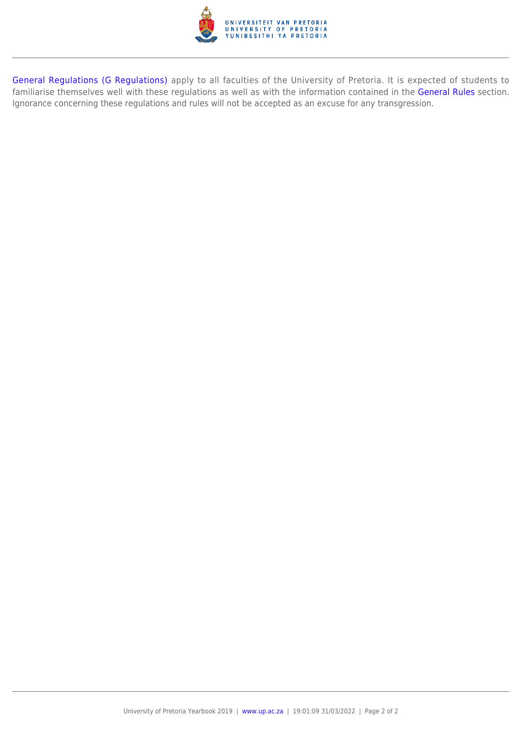General Regulations (G Regulations) apply to all faculties of the University of Pretoria. It is expected of students to familiarise themselves well with these regulations as well as with the information contained in the General Rules section. Ignorance concerning these regulations and rules will not be accepted as an excuse for any transgression.